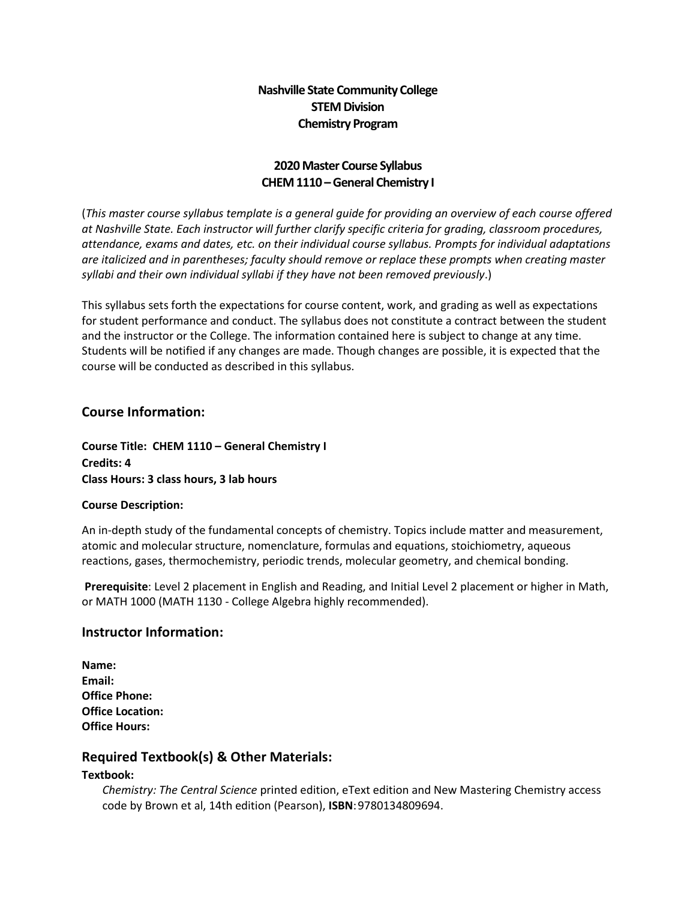**Nashville State Community College**
**STEM Division**
**Chemistry Program**

**2020 Master Course Syllabus**
**CHEM 1110 – General Chemistry I**

(*This master course syllabus template is a general guide for providing an overview of each course offered at Nashville State. Each instructor will further clarify specific criteria for grading, classroom procedures, attendance, exams and dates, etc. on their individual course syllabus. Prompts for individual adaptations are italicized and in parentheses; faculty should remove or replace these prompts when creating master syllabi and their own individual syllabi if they have not been removed previously*.)

This syllabus sets forth the expectations for course content, work, and grading as well as expectations for student performance and conduct. The syllabus does not constitute a contract between the student and the instructor or the College. The information contained here is subject to change at any time. Students will be notified if any changes are made. Though changes are possible, it is expected that the course will be conducted as described in this syllabus.

## Course Information:

**Course Title: CHEM 1110 – General Chemistry I**
**Credits: 4**
**Class Hours: 3 class hours, 3 lab hours**

**Course Description:**

An in-depth study of the fundamental concepts of chemistry. Topics include matter and measurement, atomic and molecular structure, nomenclature, formulas and equations, stoichiometry, aqueous reactions, gases, thermochemistry, periodic trends, molecular geometry, and chemical bonding.

**Prerequisite**: Level 2 placement in English and Reading, and Initial Level 2 placement or higher in Math, or MATH 1000 (MATH 1130 - College Algebra highly recommended).

## Instructor Information:

**Name:**
**Email:**
**Office Phone:**
**Office Location:**
**Office Hours:**

## Required Textbook(s) & Other Materials:

**Textbook:**

*Chemistry: The Central Science* printed edition, eText edition and New Mastering Chemistry access code by Brown et al, 14th edition (Pearson), **ISBN**: 9780134809694.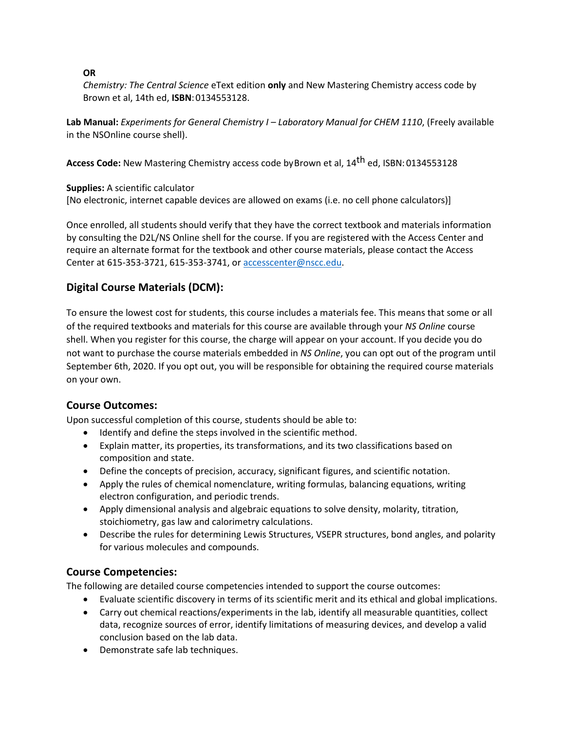**OR**

*Chemistry: The Central Science* eText edition **only** and New Mastering Chemistry access code by Brown et al, 14th ed, **ISBN**: 0134553128.

**Lab Manual:** *Experiments for General Chemistry I – Laboratory Manual for CHEM 1110*, (Freely available in the NSOnline course shell).

**Access Code:** New Mastering Chemistry access code by Brown et al, 14$^{th}$ ed, ISBN: 0134553128

**Supplies:** A scientific calculator
[No electronic, internet capable devices are allowed on exams (i.e. no cell phone calculators)]

Once enrolled, all students should verify that they have the correct textbook and materials information by consulting the D2L/NS Online shell for the course. If you are registered with the Access Center and require an alternate format for the textbook and other course materials, please contact the Access Center at 615-353-3721, 615-353-3741, or accesscenter@nscc.edu.

## Digital Course Materials (DCM):

To ensure the lowest cost for students, this course includes a materials fee. This means that some or all of the required textbooks and materials for this course are available through your *NS Online* course shell. When you register for this course, the charge will appear on your account. If you decide you do not want to purchase the course materials embedded in *NS Online*, you can opt out of the program until September 6th, 2020. If you opt out, you will be responsible for obtaining the required course materials on your own.

### Course Outcomes:

Upon successful completion of this course, students should be able to:

- Identify and define the steps involved in the scientific method.
- Explain matter, its properties, its transformations, and its two classifications based on composition and state.
- Define the concepts of precision, accuracy, significant figures, and scientific notation.
- Apply the rules of chemical nomenclature, writing formulas, balancing equations, writing electron configuration, and periodic trends.
- Apply dimensional analysis and algebraic equations to solve density, molarity, titration, stoichiometry, gas law and calorimetry calculations.
- Describe the rules for determining Lewis Structures, VSEPR structures, bond angles, and polarity for various molecules and compounds.

### Course Competencies:

The following are detailed course competencies intended to support the course outcomes:

- Evaluate scientific discovery in terms of its scientific merit and its ethical and global implications.
- Carry out chemical reactions/experiments in the lab, identify all measurable quantities, collect data, recognize sources of error, identify limitations of measuring devices, and develop a valid conclusion based on the lab data.
- Demonstrate safe lab techniques.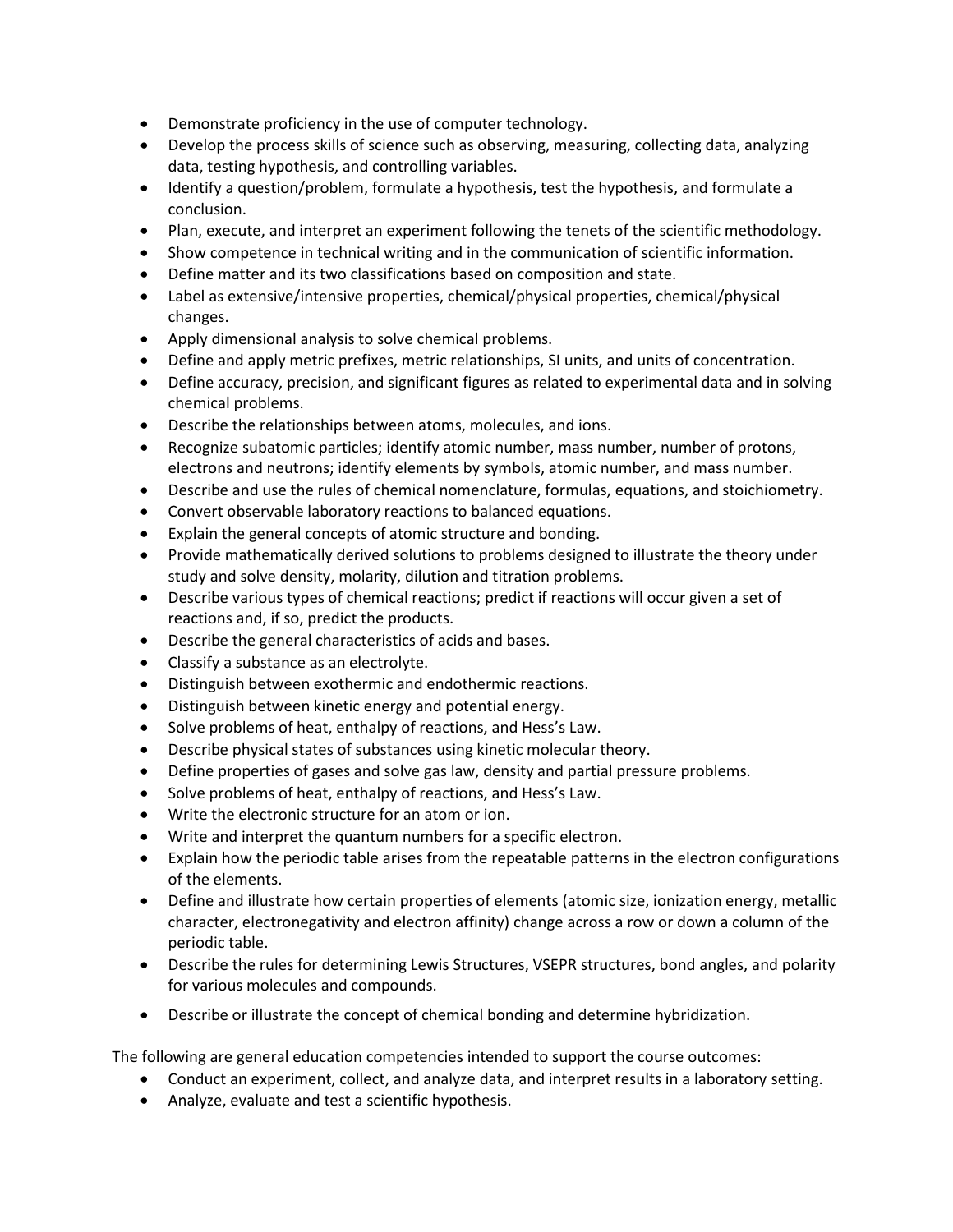- Demonstrate proficiency in the use of computer technology.
- Develop the process skills of science such as observing, measuring, collecting data, analyzing data, testing hypothesis, and controlling variables.
- Identify a question/problem, formulate a hypothesis, test the hypothesis, and formulate a conclusion.
- Plan, execute, and interpret an experiment following the tenets of the scientific methodology.
- Show competence in technical writing and in the communication of scientific information.
- Define matter and its two classifications based on composition and state.
- Label as extensive/intensive properties, chemical/physical properties, chemical/physical changes.
- Apply dimensional analysis to solve chemical problems.
- Define and apply metric prefixes, metric relationships, SI units, and units of concentration.
- Define accuracy, precision, and significant figures as related to experimental data and in solving chemical problems.
- Describe the relationships between atoms, molecules, and ions.
- Recognize subatomic particles; identify atomic number, mass number, number of protons, electrons and neutrons; identify elements by symbols, atomic number, and mass number.
- Describe and use the rules of chemical nomenclature, formulas, equations, and stoichiometry.
- Convert observable laboratory reactions to balanced equations.
- Explain the general concepts of atomic structure and bonding.
- Provide mathematically derived solutions to problems designed to illustrate the theory under study and solve density, molarity, dilution and titration problems.
- Describe various types of chemical reactions; predict if reactions will occur given a set of reactions and, if so, predict the products.
- Describe the general characteristics of acids and bases.
- Classify a substance as an electrolyte.
- Distinguish between exothermic and endothermic reactions.
- Distinguish between kinetic energy and potential energy.
- Solve problems of heat, enthalpy of reactions, and Hess's Law.
- Describe physical states of substances using kinetic molecular theory.
- Define properties of gases and solve gas law, density and partial pressure problems.
- Solve problems of heat, enthalpy of reactions, and Hess's Law.
- Write the electronic structure for an atom or ion.
- Write and interpret the quantum numbers for a specific electron.
- Explain how the periodic table arises from the repeatable patterns in the electron configurations of the elements.
- Define and illustrate how certain properties of elements (atomic size, ionization energy, metallic character, electronegativity and electron affinity) change across a row or down a column of the periodic table.
- Describe the rules for determining Lewis Structures, VSEPR structures, bond angles, and polarity for various molecules and compounds.
- Describe or illustrate the concept of chemical bonding and determine hybridization.

The following are general education competencies intended to support the course outcomes:

- Conduct an experiment, collect, and analyze data, and interpret results in a laboratory setting.
- Analyze, evaluate and test a scientific hypothesis.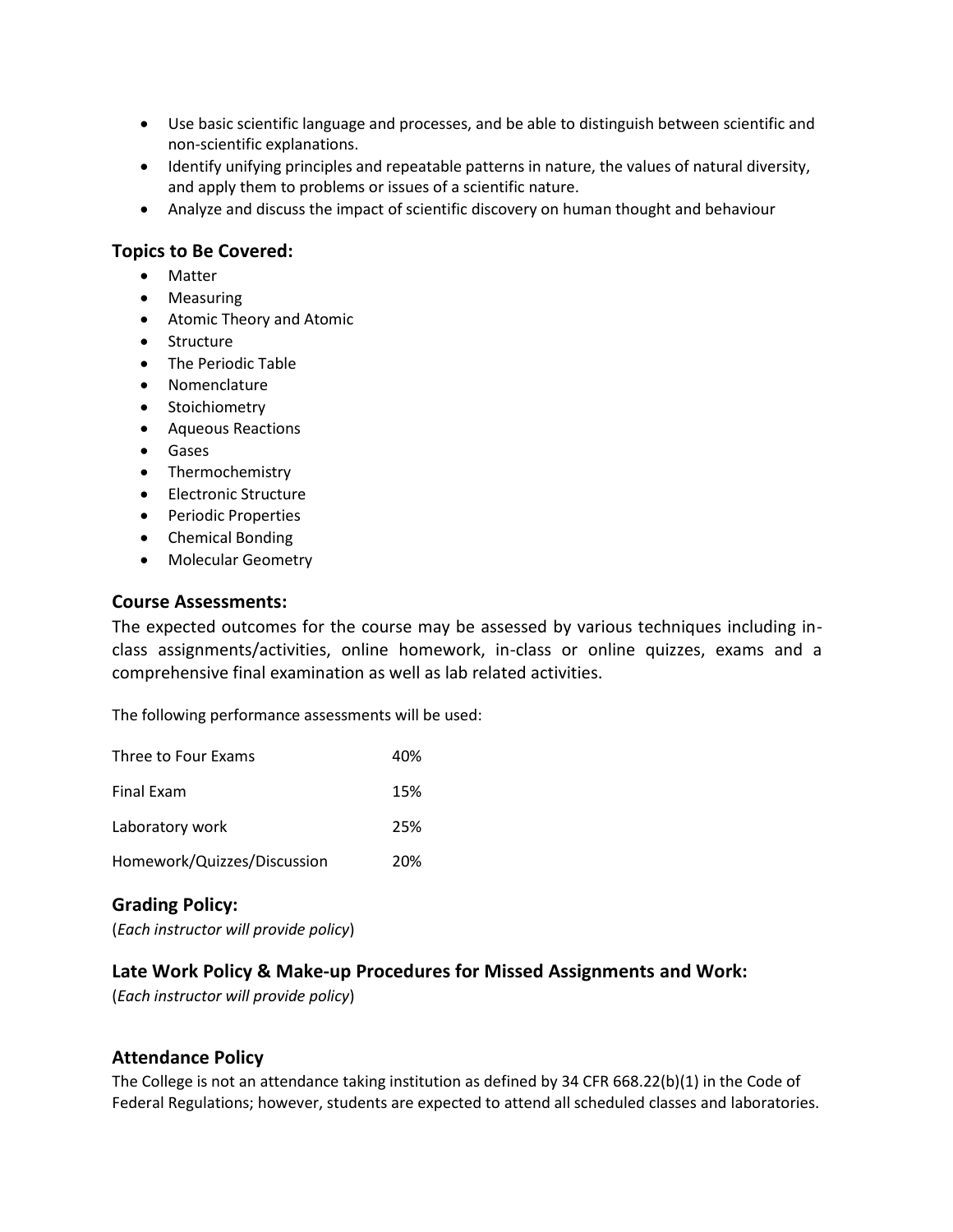- Use basic scientific language and processes, and be able to distinguish between scientific and non-scientific explanations.
- Identify unifying principles and repeatable patterns in nature, the values of natural diversity, and apply them to problems or issues of a scientific nature.
- Analyze and discuss the impact of scientific discovery on human thought and behaviour

## Topics to Be Covered:

- Matter
- Measuring
- Atomic Theory and Atomic
- Structure
- The Periodic Table
- Nomenclature
- Stoichiometry
- Aqueous Reactions
- Gases
- Thermochemistry
- Electronic Structure
- Periodic Properties
- Chemical Bonding
- Molecular Geometry

## Course Assessments:

The expected outcomes for the course may be assessed by various techniques including in-class assignments/activities, online homework, in-class or online quizzes, exams and a comprehensive final examination as well as lab related activities.

The following performance assessments will be used:

| | |
|---|---|
| Three to Four Exams | 40% |
| Final Exam | 15% |
| Laboratory work | 25% |
| Homework/Quizzes/Discussion | 20% |

## Grading Policy:

(*Each instructor will provide policy*)

## Late Work Policy & Make-up Procedures for Missed Assignments and Work:

(*Each instructor will provide policy*)

## Attendance Policy

The College is not an attendance taking institution as defined by 34 CFR 668.22(b)(1) in the Code of Federal Regulations; however, students are expected to attend all scheduled classes and laboratories.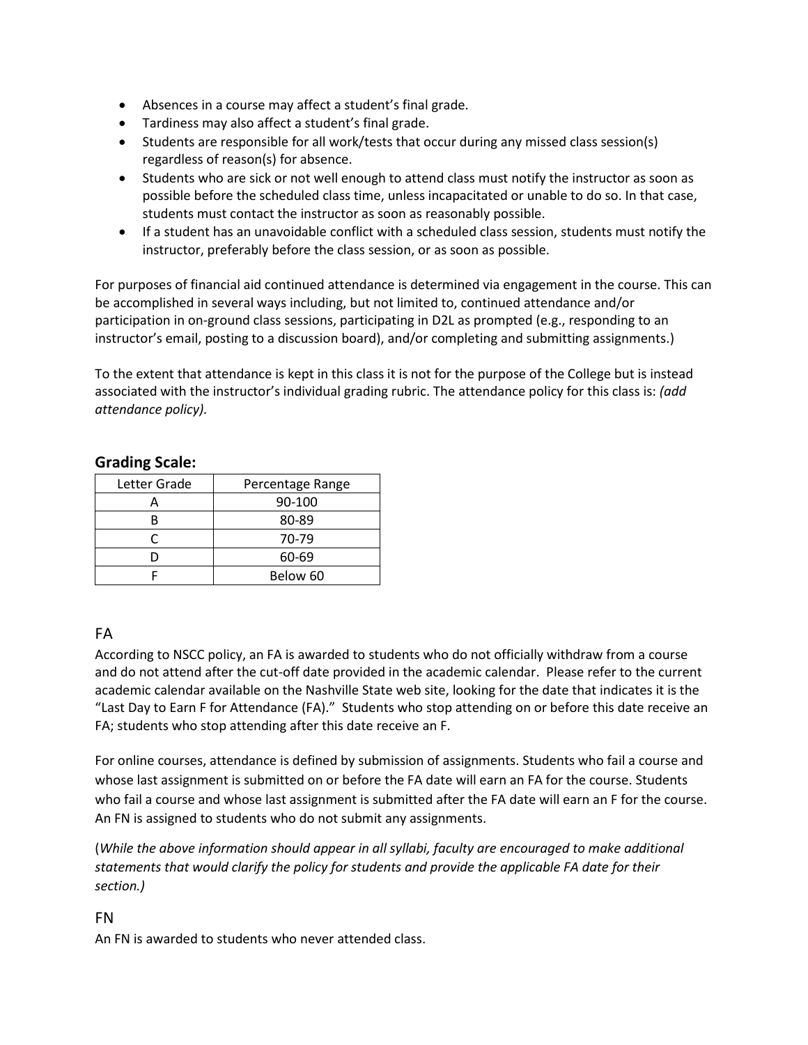- Absences in a course may affect a student's final grade.
- Tardiness may also affect a student's final grade.
- Students are responsible for all work/tests that occur during any missed class session(s) regardless of reason(s) for absence.
- Students who are sick or not well enough to attend class must notify the instructor as soon as possible before the scheduled class time, unless incapacitated or unable to do so. In that case, students must contact the instructor as soon as reasonably possible.
- If a student has an unavoidable conflict with a scheduled class session, students must notify the instructor, preferably before the class session, or as soon as possible.

For purposes of financial aid continued attendance is determined via engagement in the course. This can be accomplished in several ways including, but not limited to, continued attendance and/or participation in on-ground class sessions, participating in D2L as prompted (e.g., responding to an instructor's email, posting to a discussion board), and/or completing and submitting assignments.)

To the extent that attendance is kept in this class it is not for the purpose of the College but is instead associated with the instructor's individual grading rubric. The attendance policy for this class is: *(add attendance policy).*

## Grading Scale:

| Letter Grade | Percentage Range |
| --- | --- |
| A | 90-100 |
| B | 80-89 |
| C | 70-79 |
| D | 60-69 |
| F | Below 60 |

## FA

According to NSCC policy, an FA is awarded to students who do not officially withdraw from a course and do not attend after the cut-off date provided in the academic calendar. Please refer to the current academic calendar available on the Nashville State web site, looking for the date that indicates it is the "Last Day to Earn F for Attendance (FA)." Students who stop attending on or before this date receive an FA; students who stop attending after this date receive an F.

For online courses, attendance is defined by submission of assignments. Students who fail a course and whose last assignment is submitted on or before the FA date will earn an FA for the course. Students who fail a course and whose last assignment is submitted after the FA date will earn an F for the course. An FN is assigned to students who do not submit any assignments.

(*While the above information should appear in all syllabi, faculty are encouraged to make additional statements that would clarify the policy for students and provide the applicable FA date for their section.)*

## FN

An FN is awarded to students who never attended class.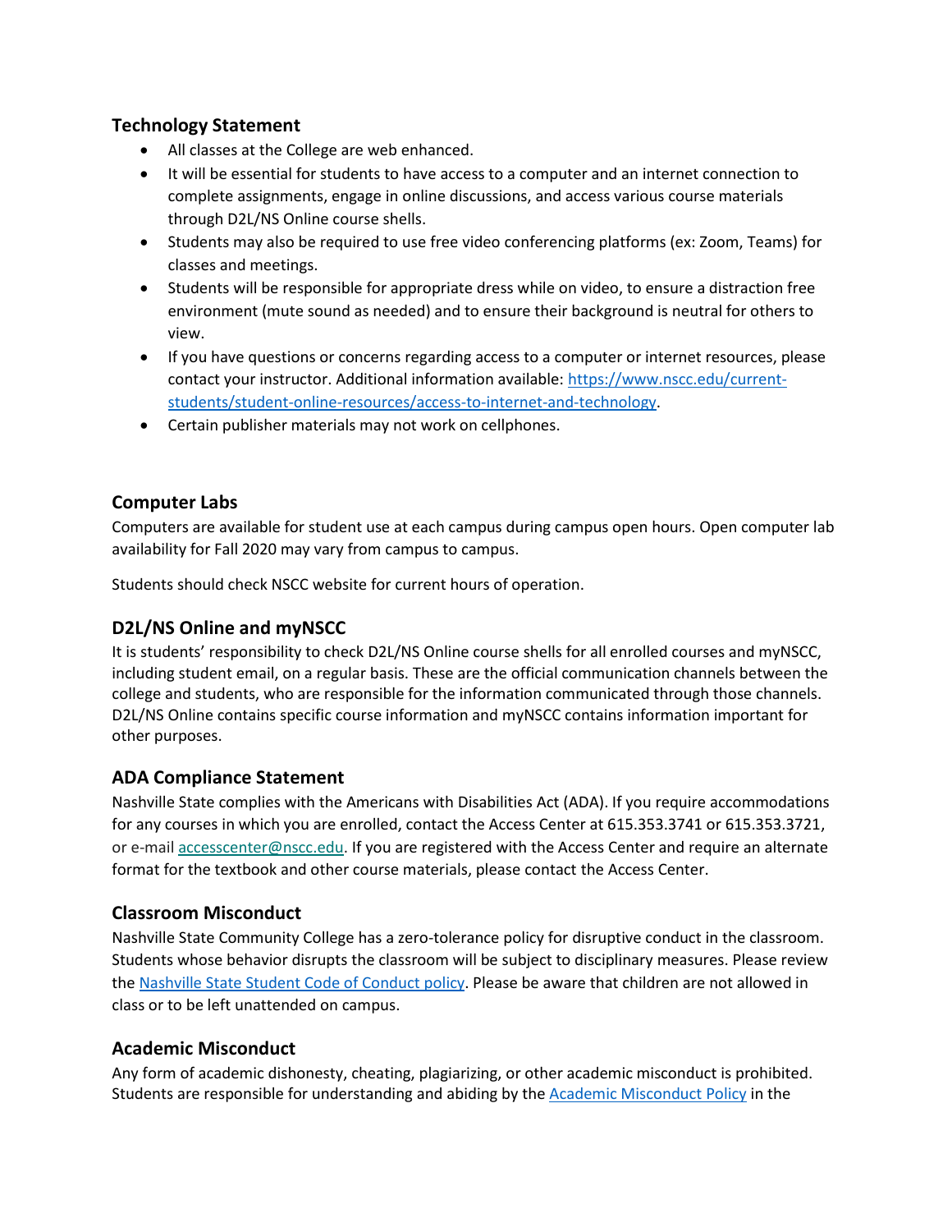## Technology Statement

- All classes at the College are web enhanced.
- It will be essential for students to have access to a computer and an internet connection to complete assignments, engage in online discussions, and access various course materials through D2L/NS Online course shells.
- Students may also be required to use free video conferencing platforms (ex: Zoom, Teams) for classes and meetings.
- Students will be responsible for appropriate dress while on video, to ensure a distraction free environment (mute sound as needed) and to ensure their background is neutral for others to view.
- If you have questions or concerns regarding access to a computer or internet resources, please contact your instructor. Additional information available: [https://www.nscc.edu/current-students/student-online-resources/access-to-internet-and-technology](https://www.nscc.edu/current-students/student-online-resources/access-to-internet-and-technology).
- Certain publisher materials may not work on cellphones.

## Computer Labs

Computers are available for student use at each campus during campus open hours. Open computer lab availability for Fall 2020 may vary from campus to campus.

Students should check NSCC website for current hours of operation.

## D2L/NS Online and myNSCC

It is students' responsibility to check D2L/NS Online course shells for all enrolled courses and myNSCC, including student email, on a regular basis. These are the official communication channels between the college and students, who are responsible for the information communicated through those channels. D2L/NS Online contains specific course information and myNSCC contains information important for other purposes.

## ADA Compliance Statement

Nashville State complies with the Americans with Disabilities Act (ADA). If you require accommodations for any courses in which you are enrolled, contact the Access Center at 615.353.3741 or 615.353.3721, or e-mail accesscenter@nscc.edu. If you are registered with the Access Center and require an alternate format for the textbook and other course materials, please contact the Access Center.

## Classroom Misconduct

Nashville State Community College has a zero-tolerance policy for disruptive conduct in the classroom. Students whose behavior disrupts the classroom will be subject to disciplinary measures. Please review the Nashville State Student Code of Conduct policy. Please be aware that children are not allowed in class or to be left unattended on campus.

## Academic Misconduct

Any form of academic dishonesty, cheating, plagiarizing, or other academic misconduct is prohibited. Students are responsible for understanding and abiding by the Academic Misconduct Policy in the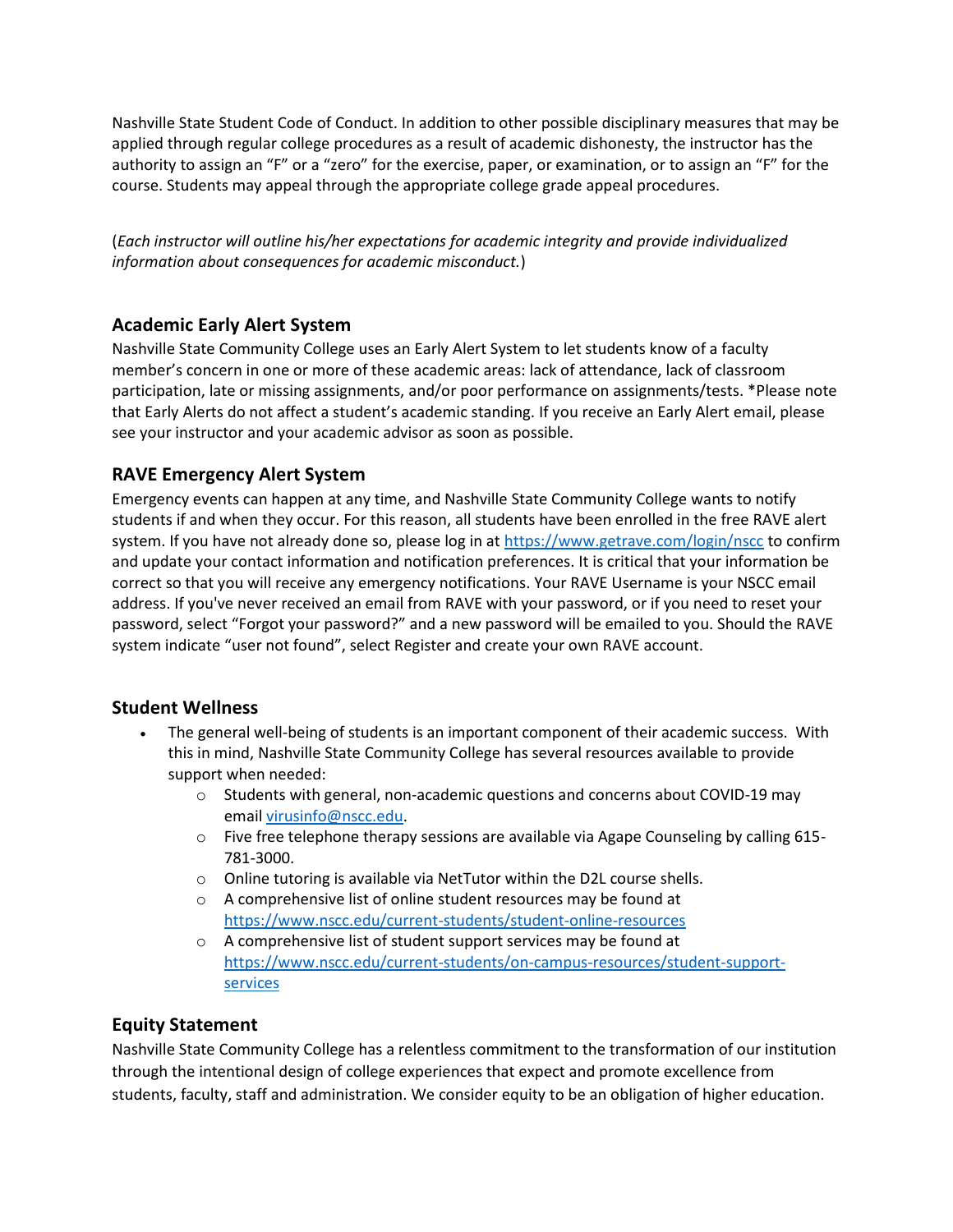Nashville State Student Code of Conduct. In addition to other possible disciplinary measures that may be applied through regular college procedures as a result of academic dishonesty, the instructor has the authority to assign an "F" or a "zero" for the exercise, paper, or examination, or to assign an "F" for the course. Students may appeal through the appropriate college grade appeal procedures.

(*Each instructor will outline his/her expectations for academic integrity and provide individualized information about consequences for academic misconduct.*)

## Academic Early Alert System

Nashville State Community College uses an Early Alert System to let students know of a faculty member's concern in one or more of these academic areas: lack of attendance, lack of classroom participation, late or missing assignments, and/or poor performance on assignments/tests. *Please note that Early Alerts do not affect a student's academic standing. If you receive an Early Alert email, please see your instructor and your academic advisor as soon as possible.

## RAVE Emergency Alert System

Emergency events can happen at any time, and Nashville State Community College wants to notify students if and when they occur. For this reason, all students have been enrolled in the free RAVE alert system. If you have not already done so, please log in at [https://www.getrave.com/login/nscc](https://www.getrave.com/login/nscc) to confirm and update your contact information and notification preferences. It is critical that your information be correct so that you will receive any emergency notifications. Your RAVE Username is your NSCC email address. If you've never received an email from RAVE with your password, or if you need to reset your password, select "Forgot your password?" and a new password will be emailed to you. Should the RAVE system indicate "user not found", select Register and create your own RAVE account.

## Student Wellness

- The general well-being of students is an important component of their academic success. With this in mind, Nashville State Community College has several resources available to provide support when needed:
  - Students with general, non-academic questions and concerns about COVID-19 may email [virusinfo@nscc.edu](mailto:virusinfo@nscc.edu).
  - Five free telephone therapy sessions are available via Agape Counseling by calling 615-781-3000.
  - Online tutoring is available via NetTutor within the D2L course shells.
  - A comprehensive list of online student resources may be found at [https://www.nscc.edu/current-students/student-online-resources](https://www.nscc.edu/current-students/student-online-resources)
  - A comprehensive list of student support services may be found at [https://www.nscc.edu/current-students/on-campus-resources/student-support-services](https://www.nscc.edu/current-students/on-campus-resources/student-support-services)

## Equity Statement

Nashville State Community College has a relentless commitment to the transformation of our institution through the intentional design of college experiences that expect and promote excellence from students, faculty, staff and administration. We consider equity to be an obligation of higher education.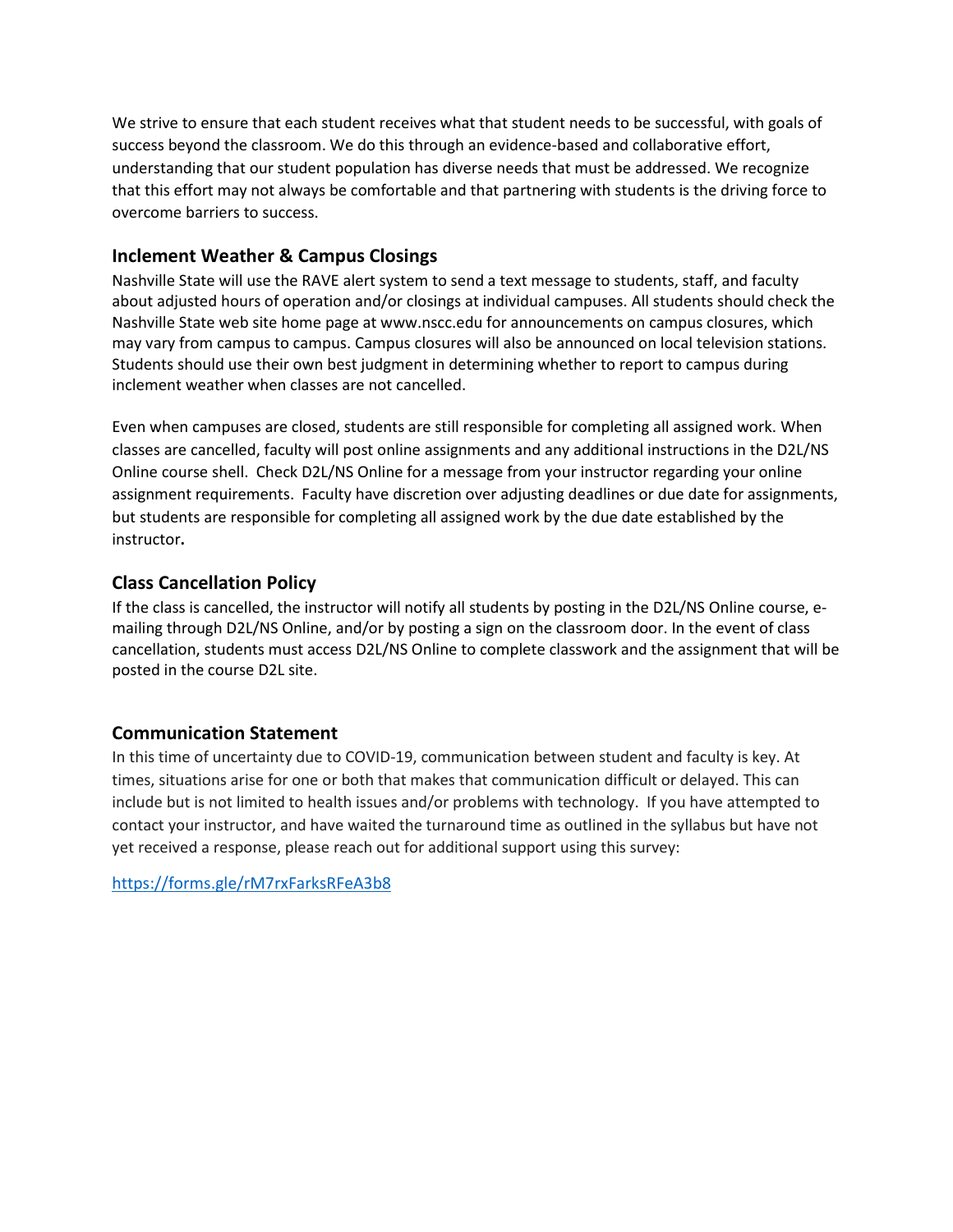We strive to ensure that each student receives what that student needs to be successful, with goals of success beyond the classroom. We do this through an evidence-based and collaborative effort, understanding that our student population has diverse needs that must be addressed. We recognize that this effort may not always be comfortable and that partnering with students is the driving force to overcome barriers to success.

## Inclement Weather & Campus Closings

Nashville State will use the RAVE alert system to send a text message to students, staff, and faculty about adjusted hours of operation and/or closings at individual campuses. All students should check the Nashville State web site home page at www.nscc.edu for announcements on campus closures, which may vary from campus to campus. Campus closures will also be announced on local television stations. Students should use their own best judgment in determining whether to report to campus during inclement weather when classes are not cancelled.

Even when campuses are closed, students are still responsible for completing all assigned work. When classes are cancelled, faculty will post online assignments and any additional instructions in the D2L/NS Online course shell. Check D2L/NS Online for a message from your instructor regarding your online assignment requirements. Faculty have discretion over adjusting deadlines or due date for assignments, but students are responsible for completing all assigned work by the due date established by the instructor**.**

## Class Cancellation Policy

If the class is cancelled, the instructor will notify all students by posting in the D2L/NS Online course, e-mailing through D2L/NS Online, and/or by posting a sign on the classroom door. In the event of class cancellation, students must access D2L/NS Online to complete classwork and the assignment that will be posted in the course D2L site.

## Communication Statement

In this time of uncertainty due to COVID-19, communication between student and faculty is key. At times, situations arise for one or both that makes that communication difficult or delayed. This can include but is not limited to health issues and/or problems with technology. If you have attempted to contact your instructor, and have waited the turnaround time as outlined in the syllabus but have not yet received a response, please reach out for additional support using this survey:

https://forms.gle/rM7rxFarksRFeA3b8